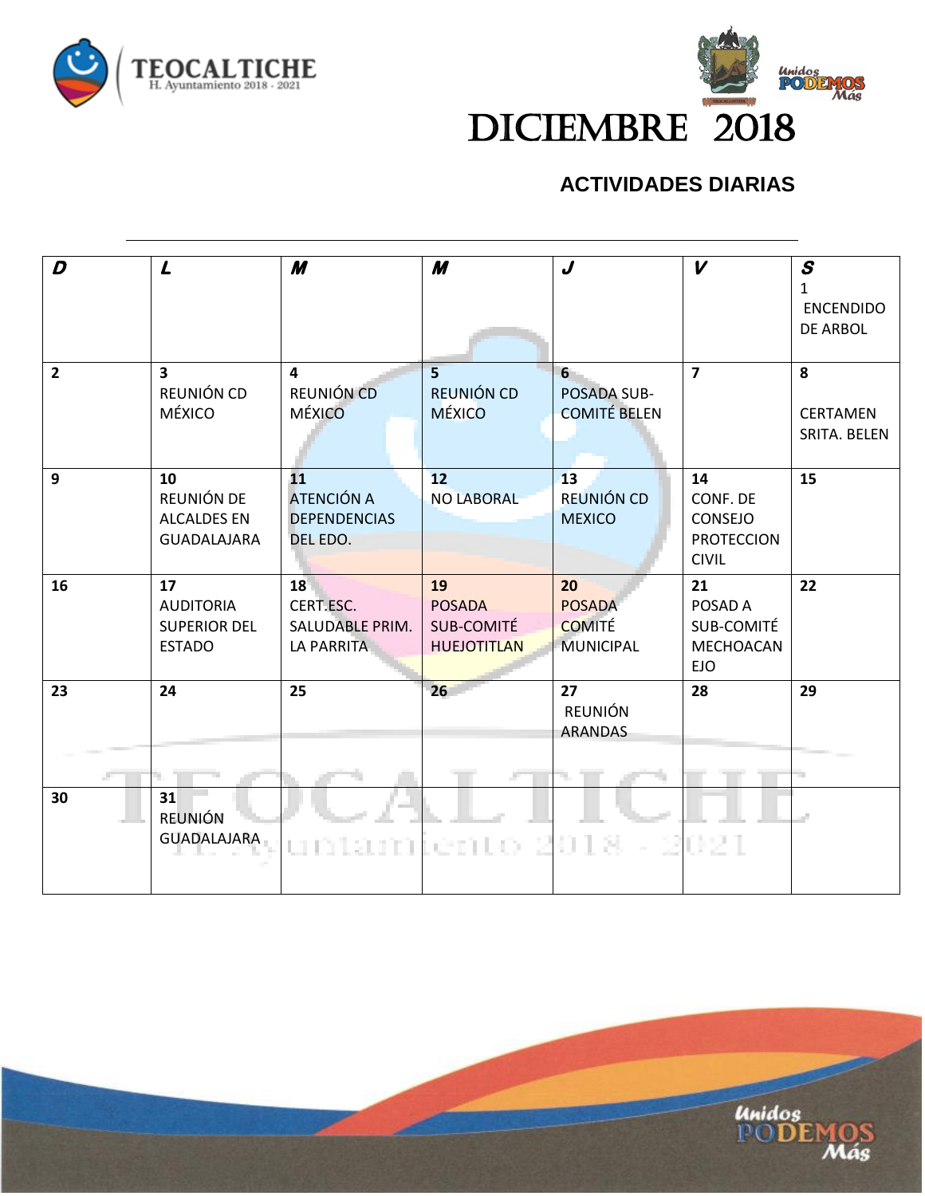# DICIEMBRE 2018

## ACTIVIDADES DIARIAS

| D | L | M | M | J | V | S |
|---|---|---|---|---|---|---|
| | | | | | | 1 ENCENDIDO DE ARBOL |
| 2 | 3 REUNIÓN CD MÉXICO | 4 REUNIÓN CD MÉXICO | 5 REUNIÓN CD MÉXICO | 6 POSADA SUB-COMITÉ BELEN | 7 | 8 CERTAMEN SRITA. BELEN |
| 9 | 10 REUNIÓN DE ALCALDES EN GUADALAJARA | 11 ATENCIÓN A DEPENDENCIAS DEL EDO. | 12 NO LABORAL | 13 REUNIÓN CD MEXICO | 14 CONF. DE CONSEJO PROTECCION CIVIL | 15 |
| 16 | 17 AUDITORIA SUPERIOR DEL ESTADO | 18 CERT.ESC. SALUDABLE PRIM. LA PARRITA | 19 POSADA SUB-COMITÉ HUEJOTITLAN | 20 POSADA COMITÉ MUNICIPAL | 21 POSAD A SUB-COMITÉ MECHOACAN EJO | 22 |
| 23 | 24 | 25 | 26 | 27 REUNIÓN ARANDAS | 28 | 29 |
| 30 | 31 REUNIÓN GUADALAJARA | | | | | |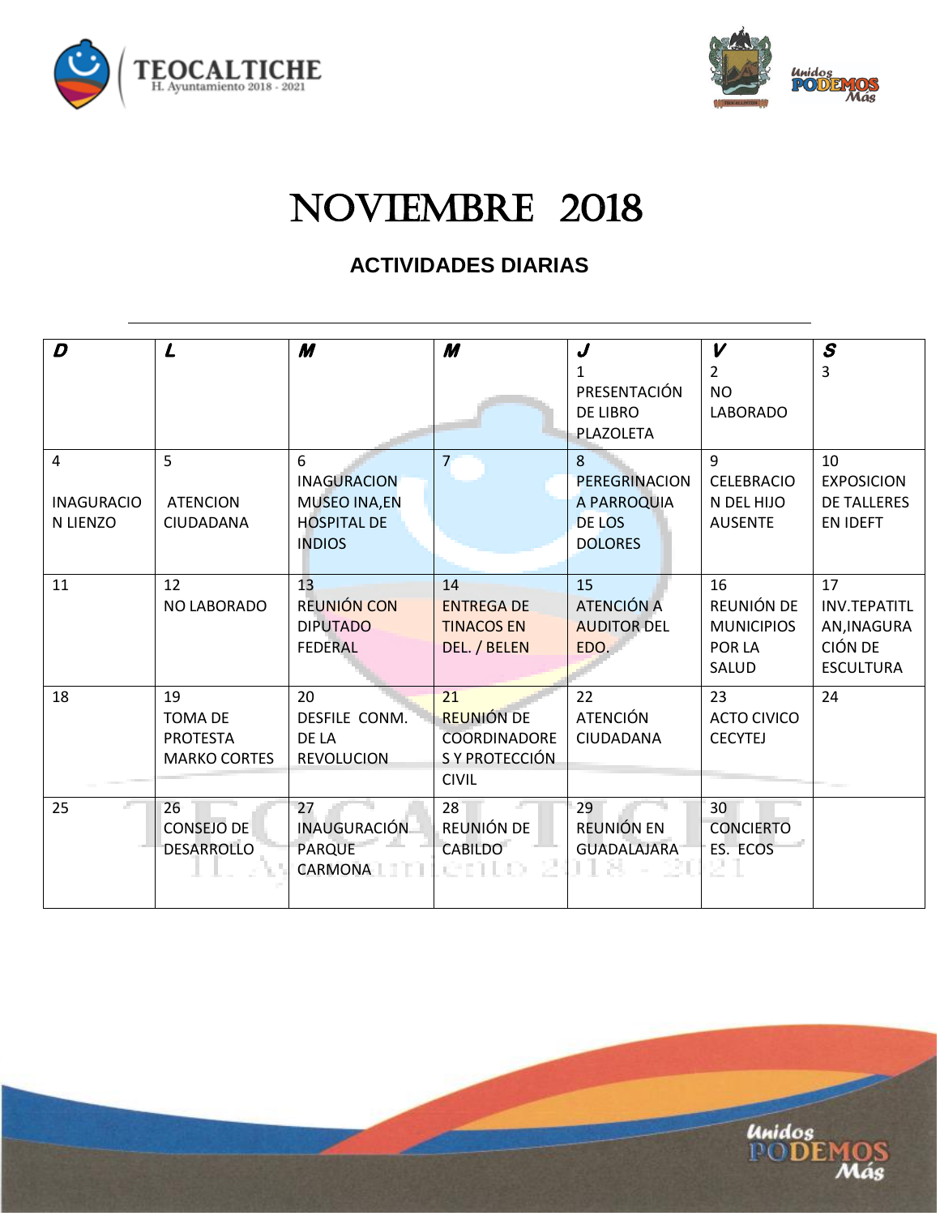# NOVIEMBRE 2018

## ACTIVIDADES DIARIAS

| D | L | M | M | J | V | S |
|---|---|---|---|---|---|---|
| | | | | 1 PRESENTACIÓN DE LIBRO PLAZOLETA | 2 NO LABORADO | 3 |
| 4 INAGURACION LIENZO | 5 ATENCION CIUDADANA | 6 INAGURACION MUSEO INA,EN HOSPITAL DE INDIOS | 7 | 8 PEREGRINACION A PARROQUIA DE LOS DOLORES | 9 CELEBRACION DEL HIJO AUSENTE | 10 EXPOSICION DE TALLERES EN IDEFT |
| 11 | 12 NO LABORADO | 13 REUNIÓN CON DIPUTADO FEDERAL | 14 ENTREGA DE TINACOS EN DEL. / BELEN | 15 ATENCIÓN A AUDITOR DEL EDO. | 16 REUNIÓN DE MUNICIPIOS POR LA SALUD | 17 INV.TEPATITLAN,INAGURACIÓN DE ESCULTURA |
| 18 | 19 TOMA DE PROTESTA MARKO CORTES | 20 DESFILE CONM. DE LA REVOLUCION | 21 REUNIÓN DE COORDINADORES Y PROTECCIÓN CIVIL | 22 ATENCIÓN CIUDADANA | 23 ACTO CIVICO CECYTEJ | 24 |
| 25 | 26 CONSEJO DE DESARROLLO | 27 INAUGURACIÓN PARQUE CARMONA | 28 REUNIÓN DE CABILDO | 29 REUNIÓN EN GUADALAJARA | 30 CONCIERTO ES. ECOS | |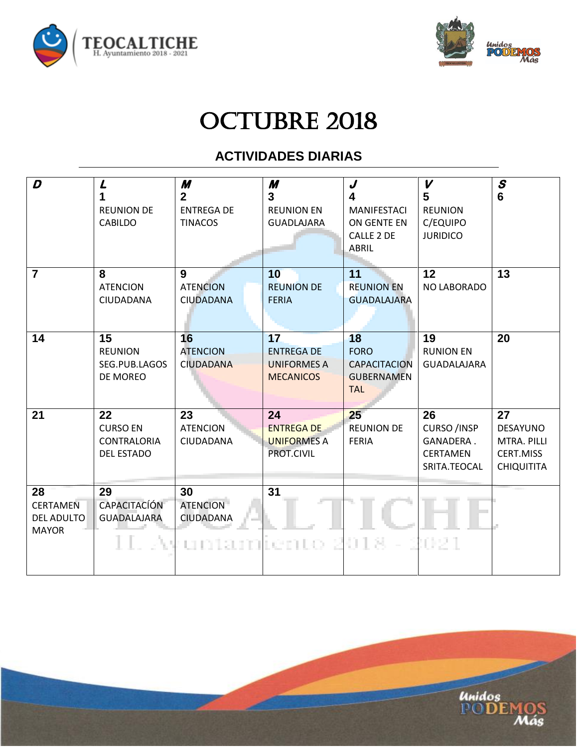# OCTUBRE 2018

## ACTIVIDADES DIARIAS

| D | L | M | M | J | V | S |
|---|---|---|---|---|---|---|
| | 1<br>REUNION DE CABILDO | 2<br>ENTREGA DE TINACOS | 3<br>REUNION EN GUADALAJARA | 4<br>MANIFESTACION GENTE EN CALLE 2 DE ABRIL | 5<br>REUNION C/EQUIPO JURIDICO | 6 |
| 7 | 8<br>ATENCION CIUDADANA | 9<br>ATENCION CIUDADANA | 10<br>REUNION DE FERIA | 11<br>REUNION EN GUADALAJARA | 12<br>NO LABORADO | 13 |
| 14 | 15<br>REUNION SEG.PUB.LAGOS DE MOREO | 16<br>ATENCION CIUDADANA | 17<br>ENTREGA DE UNIFORMES A MECANICOS | 18<br>FORO CAPACITACION GUBERNAMENTAL | 19<br>RUNION EN GUADALAJARA | 20 |
| 21 | 22<br>CURSO EN CONTRALORIA DEL ESTADO | 23<br>ATENCION CIUDADANA | 24<br>ENTREGA DE UNIFORMES A PROT.CIVIL | 25<br>REUNION DE FERIA | 26<br>CURSO /INSP GANADERA . CERTAMEN SRITA.TEOCAL | 27<br>DESAYUNO MTRA. PILLI CERT.MISS CHIQUITITA |
| 28<br>CERTAMEN DEL ADULTO MAYOR | 29<br>CAPACITACÍÓN GUADALAJARA | 30<br>ATENCION CIUDADANA | 31 | | | |